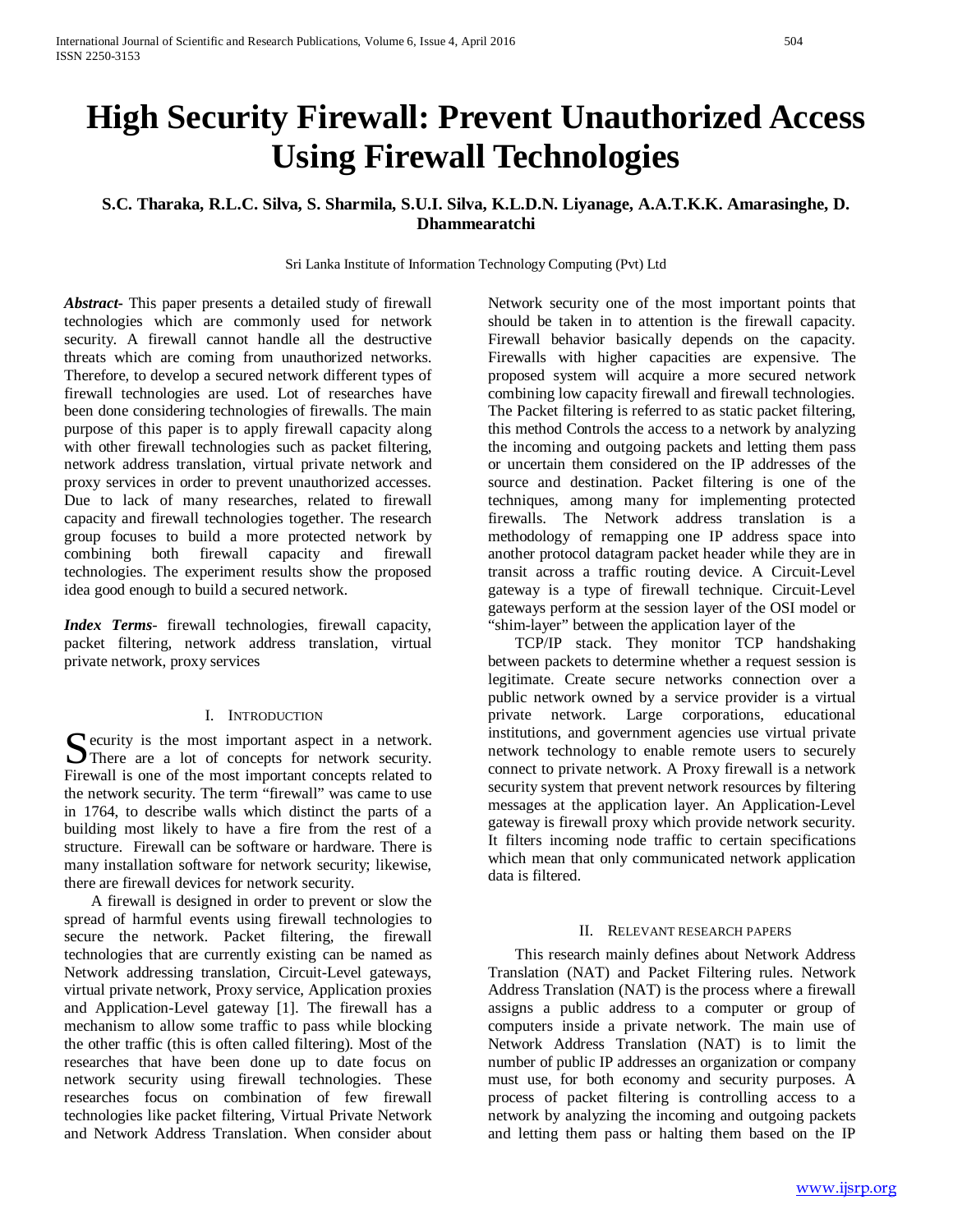# High Security Firewall: Prevent Unauthorized Access Using Firewall Technologies

**S.C. Tharaka, R.L.C. Silva, S. Sharmila, S.U.I. Silva, K.L.D.N. Liyanage, A.A.T.K.K. Amarasinghe, D. Dhammearatchi**

Sri Lanka Institute of Information Technology Computing (Pvt) Ltd

***Abstract***- This paper presents a detailed study of firewall technologies which are commonly used for network security. A firewall cannot handle all the destructive threats which are coming from unauthorized networks. Therefore, to develop a secured network different types of firewall technologies are used. Lot of researches have been done considering technologies of firewalls. The main purpose of this paper is to apply firewall capacity along with other firewall technologies such as packet filtering, network address translation, virtual private network and proxy services in order to prevent unauthorized accesses. Due to lack of many researches, related to firewall capacity and firewall technologies together. The research group focuses to build a more protected network by combining both firewall capacity and firewall technologies. The experiment results show the proposed idea good enough to build a secured network.

***Index Terms***- firewall technologies, firewall capacity, packet filtering, network address translation, virtual private network, proxy services

## I. Introduction

Security is the most important aspect in a network. There are a lot of concepts for network security. Firewall is one of the most important concepts related to the network security. The term "firewall" was came to use in 1764, to describe walls which distinct the parts of a building most likely to have a fire from the rest of a structure. Firewall can be software or hardware. There is many installation software for network security; likewise, there are firewall devices for network security.

A firewall is designed in order to prevent or slow the spread of harmful events using firewall technologies to secure the network. Packet filtering, the firewall technologies that are currently existing can be named as Network addressing translation, Circuit-Level gateways, virtual private network, Proxy service, Application proxies and Application-Level gateway [1]. The firewall has a mechanism to allow some traffic to pass while blocking the other traffic (this is often called filtering). Most of the researches that have been done up to date focus on network security using firewall technologies. These researches focus on combination of few firewall technologies like packet filtering, Virtual Private Network and Network Address Translation. When consider about Network security one of the most important points that should be taken in to attention is the firewall capacity. Firewall behavior basically depends on the capacity. Firewalls with higher capacities are expensive. The proposed system will acquire a more secured network combining low capacity firewall and firewall technologies. The Packet filtering is referred to as static packet filtering, this method Controls the access to a network by analyzing the incoming and outgoing packets and letting them pass or uncertain them considered on the IP addresses of the source and destination. Packet filtering is one of the techniques, among many for implementing protected firewalls. The Network address translation is a methodology of remapping one IP address space into another protocol datagram packet header while they are in transit across a traffic routing device. A Circuit-Level gateway is a type of firewall technique. Circuit-Level gateways perform at the session layer of the OSI model or "shim-layer" between the application layer of the

TCP/IP stack. They monitor TCP handshaking between packets to determine whether a request session is legitimate. Create secure networks connection over a public network owned by a service provider is a virtual private network. Large corporations, educational institutions, and government agencies use virtual private network technology to enable remote users to securely connect to private network. A Proxy firewall is a network security system that prevent network resources by filtering messages at the application layer. An Application-Level gateway is firewall proxy which provide network security. It filters incoming node traffic to certain specifications which mean that only communicated network application data is filtered.

## II. Relevant research papers

This research mainly defines about Network Address Translation (NAT) and Packet Filtering rules. Network Address Translation (NAT) is the process where a firewall assigns a public address to a computer or group of computers inside a private network. The main use of Network Address Translation (NAT) is to limit the number of public IP addresses an organization or company must use, for both economy and security purposes. A process of packet filtering is controlling access to a network by analyzing the incoming and outgoing packets and letting them pass or halting them based on the IP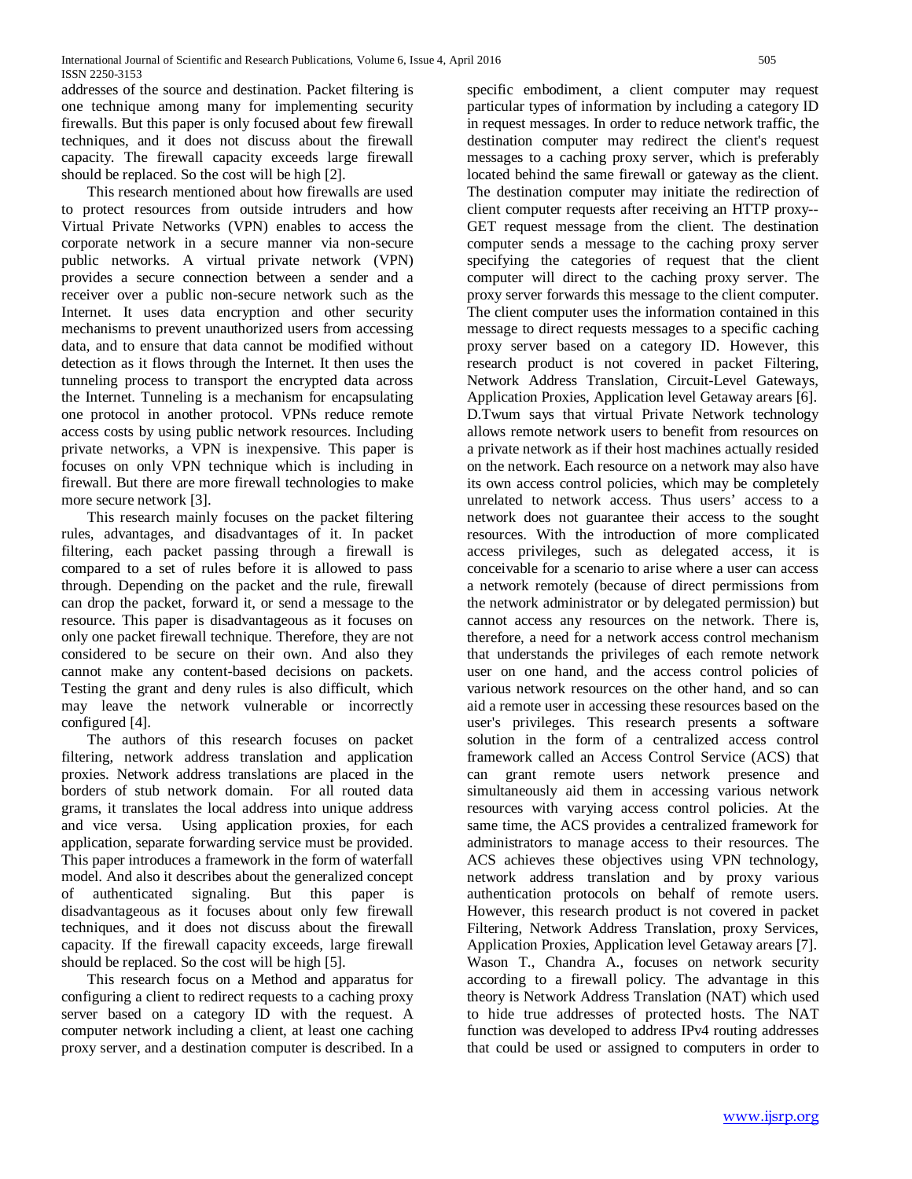addresses of the source and destination. Packet filtering is one technique among many for implementing security firewalls. But this paper is only focused about few firewall techniques, and it does not discuss about the firewall capacity. The firewall capacity exceeds large firewall should be replaced. So the cost will be high [2].

This research mentioned about how firewalls are used to protect resources from outside intruders and how Virtual Private Networks (VPN) enables to access the corporate network in a secure manner via non-secure public networks. A virtual private network (VPN) provides a secure connection between a sender and a receiver over a public non-secure network such as the Internet. It uses data encryption and other security mechanisms to prevent unauthorized users from accessing data, and to ensure that data cannot be modified without detection as it flows through the Internet. It then uses the tunneling process to transport the encrypted data across the Internet. Tunneling is a mechanism for encapsulating one protocol in another protocol. VPNs reduce remote access costs by using public network resources. Including private networks, a VPN is inexpensive. This paper is focuses on only VPN technique which is including in firewall. But there are more firewall technologies to make more secure network [3].

This research mainly focuses on the packet filtering rules, advantages, and disadvantages of it. In packet filtering, each packet passing through a firewall is compared to a set of rules before it is allowed to pass through. Depending on the packet and the rule, firewall can drop the packet, forward it, or send a message to the resource. This paper is disadvantageous as it focuses on only one packet firewall technique. Therefore, they are not considered to be secure on their own. And also they cannot make any content-based decisions on packets. Testing the grant and deny rules is also difficult, which may leave the network vulnerable or incorrectly configured [4].

The authors of this research focuses on packet filtering, network address translation and application proxies. Network address translations are placed in the borders of stub network domain. For all routed data grams, it translates the local address into unique address and vice versa. Using application proxies, for each application, separate forwarding service must be provided. This paper introduces a framework in the form of waterfall model. And also it describes about the generalized concept of authenticated signaling. But this paper is disadvantageous as it focuses about only few firewall techniques, and it does not discuss about the firewall capacity. If the firewall capacity exceeds, large firewall should be replaced. So the cost will be high [5].

This research focus on a Method and apparatus for configuring a client to redirect requests to a caching proxy server based on a category ID with the request. A computer network including a client, at least one caching proxy server, and a destination computer is described. In a specific embodiment, a client computer may request particular types of information by including a category ID in request messages. In order to reduce network traffic, the destination computer may redirect the client's request messages to a caching proxy server, which is preferably located behind the same firewall or gateway as the client. The destination computer may initiate the redirection of client computer requests after receiving an HTTP proxy--GET request message from the client. The destination computer sends a message to the caching proxy server specifying the categories of request that the client computer will direct to the caching proxy server. The proxy server forwards this message to the client computer. The client computer uses the information contained in this message to direct requests messages to a specific caching proxy server based on a category ID. However, this research product is not covered in packet Filtering, Network Address Translation, Circuit-Level Gateways, Application Proxies, Application level Getaway arears [6]. D.Twum says that virtual Private Network technology allows remote network users to benefit from resources on a private network as if their host machines actually resided on the network. Each resource on a network may also have its own access control policies, which may be completely unrelated to network access. Thus users' access to a network does not guarantee their access to the sought resources. With the introduction of more complicated access privileges, such as delegated access, it is conceivable for a scenario to arise where a user can access a network remotely (because of direct permissions from the network administrator or by delegated permission) but cannot access any resources on the network. There is, therefore, a need for a network access control mechanism that understands the privileges of each remote network user on one hand, and the access control policies of various network resources on the other hand, and so can aid a remote user in accessing these resources based on the user's privileges. This research presents a software solution in the form of a centralized access control framework called an Access Control Service (ACS) that can grant remote users network presence and simultaneously aid them in accessing various network resources with varying access control policies. At the same time, the ACS provides a centralized framework for administrators to manage access to their resources. The ACS achieves these objectives using VPN technology, network address translation and by proxy various authentication protocols on behalf of remote users. However, this research product is not covered in packet Filtering, Network Address Translation, proxy Services, Application Proxies, Application level Getaway arears [7]. Wason T., Chandra A., focuses on network security according to a firewall policy. The advantage in this theory is Network Address Translation (NAT) which used to hide true addresses of protected hosts. The NAT function was developed to address IPv4 routing addresses that could be used or assigned to computers in order to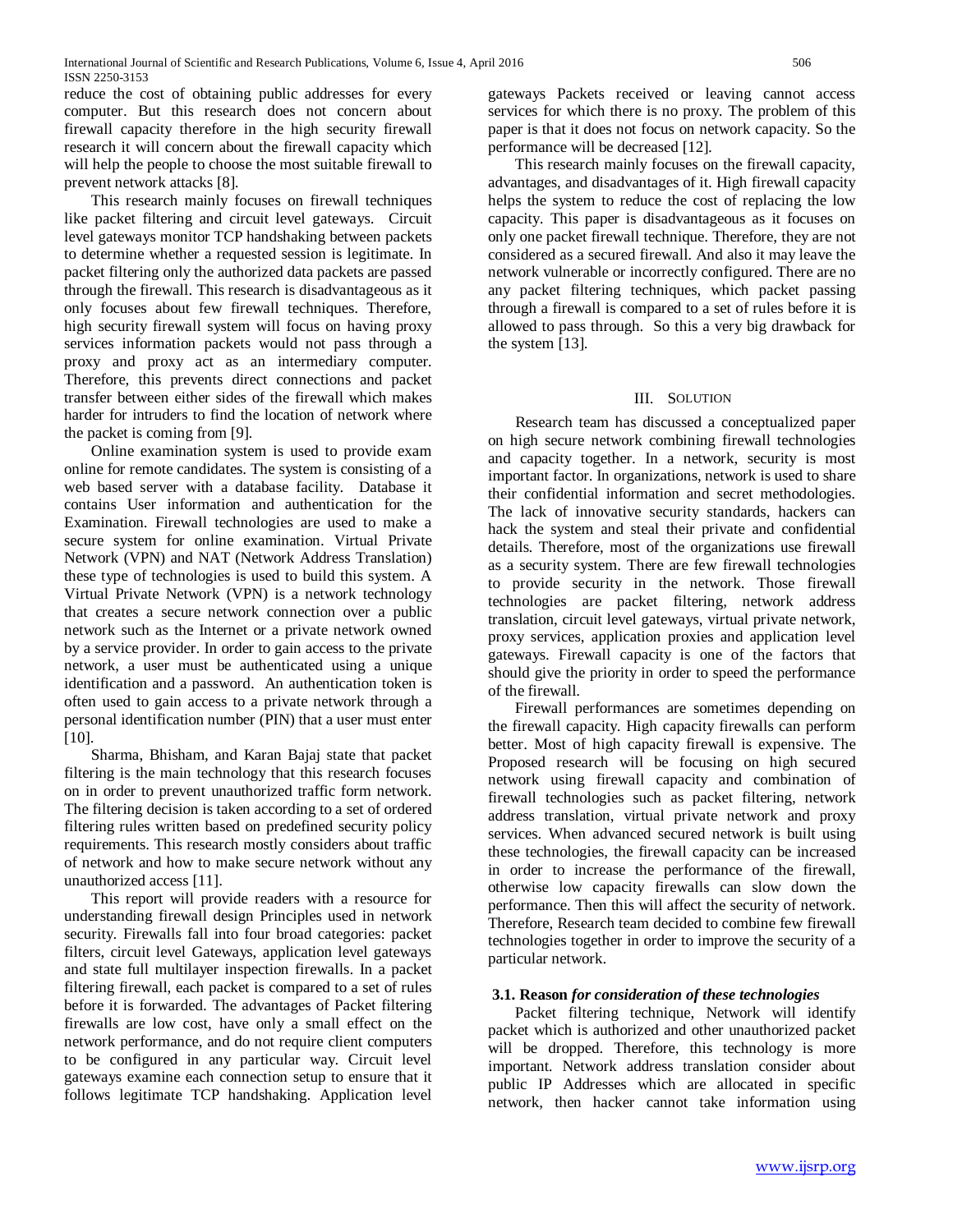reduce the cost of obtaining public addresses for every computer. But this research does not concern about firewall capacity therefore in the high security firewall research it will concern about the firewall capacity which will help the people to choose the most suitable firewall to prevent network attacks [8].

This research mainly focuses on firewall techniques like packet filtering and circuit level gateways. Circuit level gateways monitor TCP handshaking between packets to determine whether a requested session is legitimate. In packet filtering only the authorized data packets are passed through the firewall. This research is disadvantageous as it only focuses about few firewall techniques. Therefore, high security firewall system will focus on having proxy services information packets would not pass through a proxy and proxy act as an intermediary computer. Therefore, this prevents direct connections and packet transfer between either sides of the firewall which makes harder for intruders to find the location of network where the packet is coming from [9].

Online examination system is used to provide exam online for remote candidates. The system is consisting of a web based server with a database facility. Database it contains User information and authentication for the Examination. Firewall technologies are used to make a secure system for online examination. Virtual Private Network (VPN) and NAT (Network Address Translation) these type of technologies is used to build this system. A Virtual Private Network (VPN) is a network technology that creates a secure network connection over a public network such as the Internet or a private network owned by a service provider. In order to gain access to the private network, a user must be authenticated using a unique identification and a password. An authentication token is often used to gain access to a private network through a personal identification number (PIN) that a user must enter [10].

Sharma, Bhisham, and Karan Bajaj state that packet filtering is the main technology that this research focuses on in order to prevent unauthorized traffic form network. The filtering decision is taken according to a set of ordered filtering rules written based on predefined security policy requirements. This research mostly considers about traffic of network and how to make secure network without any unauthorized access [11].

This report will provide readers with a resource for understanding firewall design Principles used in network security. Firewalls fall into four broad categories: packet filters, circuit level Gateways, application level gateways and state full multilayer inspection firewalls. In a packet filtering firewall, each packet is compared to a set of rules before it is forwarded. The advantages of Packet filtering firewalls are low cost, have only a small effect on the network performance, and do not require client computers to be configured in any particular way. Circuit level gateways examine each connection setup to ensure that it follows legitimate TCP handshaking. Application level gateways Packets received or leaving cannot access services for which there is no proxy. The problem of this paper is that it does not focus on network capacity. So the performance will be decreased [12].

This research mainly focuses on the firewall capacity, advantages, and disadvantages of it. High firewall capacity helps the system to reduce the cost of replacing the low capacity. This paper is disadvantageous as it focuses on only one packet firewall technique. Therefore, they are not considered as a secured firewall. And also it may leave the network vulnerable or incorrectly configured. There are no any packet filtering techniques, which packet passing through a firewall is compared to a set of rules before it is allowed to pass through. So this a very big drawback for the system [13].

## III. Solution

Research team has discussed a conceptualized paper on high secure network combining firewall technologies and capacity together. In a network, security is most important factor. In organizations, network is used to share their confidential information and secret methodologies. The lack of innovative security standards, hackers can hack the system and steal their private and confidential details. Therefore, most of the organizations use firewall as a security system. There are few firewall technologies to provide security in the network. Those firewall technologies are packet filtering, network address translation, circuit level gateways, virtual private network, proxy services, application proxies and application level gateways. Firewall capacity is one of the factors that should give the priority in order to speed the performance of the firewall.

Firewall performances are sometimes depending on the firewall capacity. High capacity firewalls can perform better. Most of high capacity firewall is expensive. The Proposed research will be focusing on high secured network using firewall capacity and combination of firewall technologies such as packet filtering, network address translation, virtual private network and proxy services. When advanced secured network is built using these technologies, the firewall capacity can be increased in order to increase the performance of the firewall, otherwise low capacity firewalls can slow down the performance. Then this will affect the security of network. Therefore, Research team decided to combine few firewall technologies together in order to improve the security of a particular network.

### 3.1. Reason *for consideration of these technologies*

Packet filtering technique, Network will identify packet which is authorized and other unauthorized packet will be dropped. Therefore, this technology is more important. Network address translation consider about public IP Addresses which are allocated in specific network, then hacker cannot take information using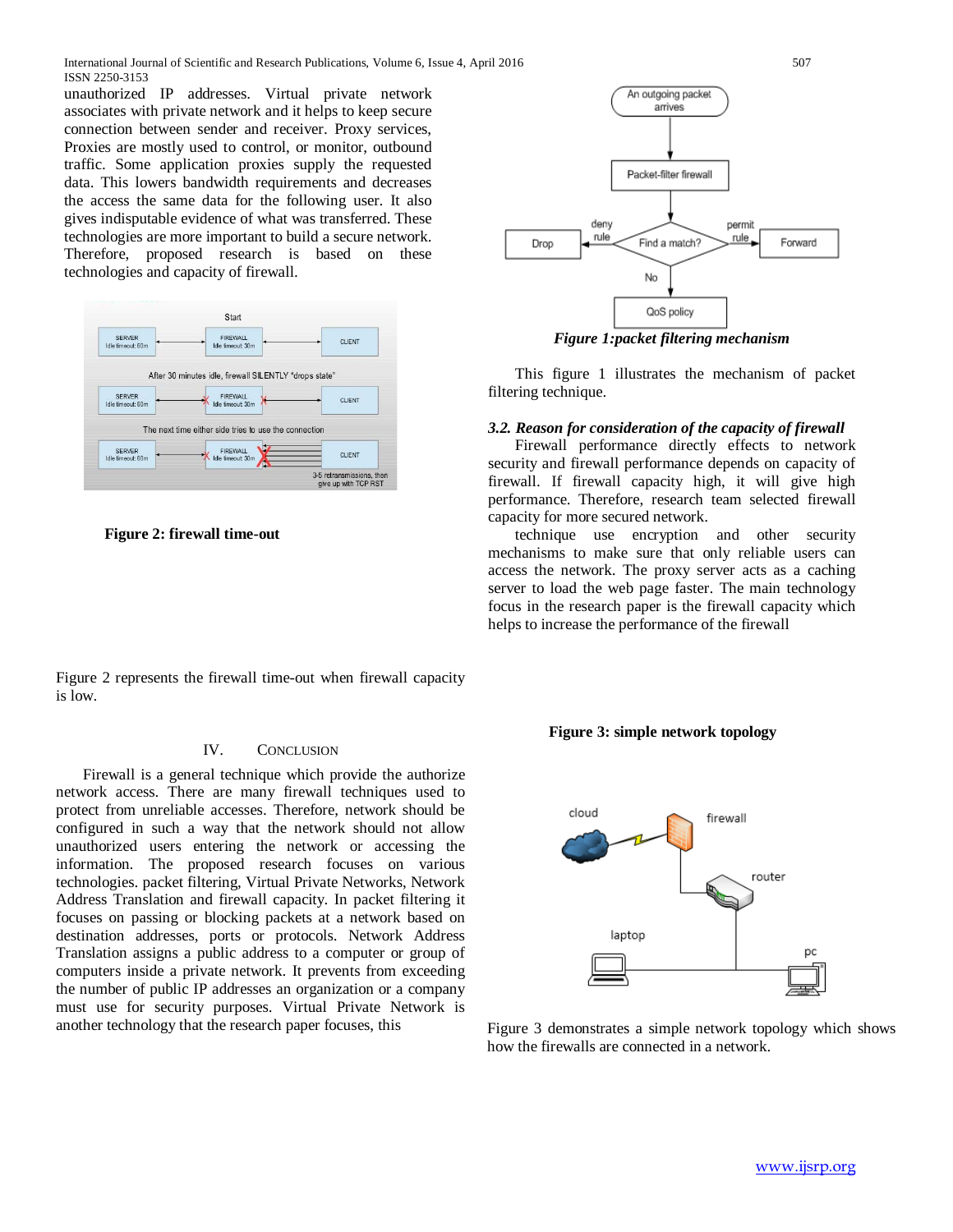unauthorized IP addresses. Virtual private network associates with private network and it helps to keep secure connection between sender and receiver. Proxy services, Proxies are mostly used to control, or monitor, outbound traffic. Some application proxies supply the requested data. This lowers bandwidth requirements and decreases the access the same data for the following user. It also gives indisputable evidence of what was transferred. These technologies are more important to build a secure network. Therefore, proposed research is based on these technologies and capacity of firewall.

**Figure 2: firewall time-out**

Figure 2 represents the firewall time-out when firewall capacity is low.

## IV. Conclusion

Firewall is a general technique which provide the authorize network access. There are many firewall techniques used to protect from unreliable accesses. Therefore, network should be configured in such a way that the network should not allow unauthorized users entering the network or accessing the information. The proposed research focuses on various technologies. packet filtering, Virtual Private Networks, Network Address Translation and firewall capacity. In packet filtering it focuses on passing or blocking packets at a network based on destination addresses, ports or protocols. Network Address Translation assigns a public address to a computer or group of computers inside a private network. It prevents from exceeding the number of public IP addresses an organization or a company must use for security purposes. Virtual Private Network is another technology that the research paper focuses, this

***Figure 1:packet filtering mechanism***

This figure 1 illustrates the mechanism of packet filtering technique.

### *3.2. Reason for consideration of the capacity of firewall*

Firewall performance directly effects to network security and firewall performance depends on capacity of firewall. If firewall capacity high, it will give high performance. Therefore, research team selected firewall capacity for more secured network.

technique use encryption and other security mechanisms to make sure that only reliable users can access the network. The proxy server acts as a caching server to load the web page faster. The main technology focus in the research paper is the firewall capacity which helps to increase the performance of the firewall

**Figure 3: simple network topology**

Figure 3 demonstrates a simple network topology which shows how the firewalls are connected in a network.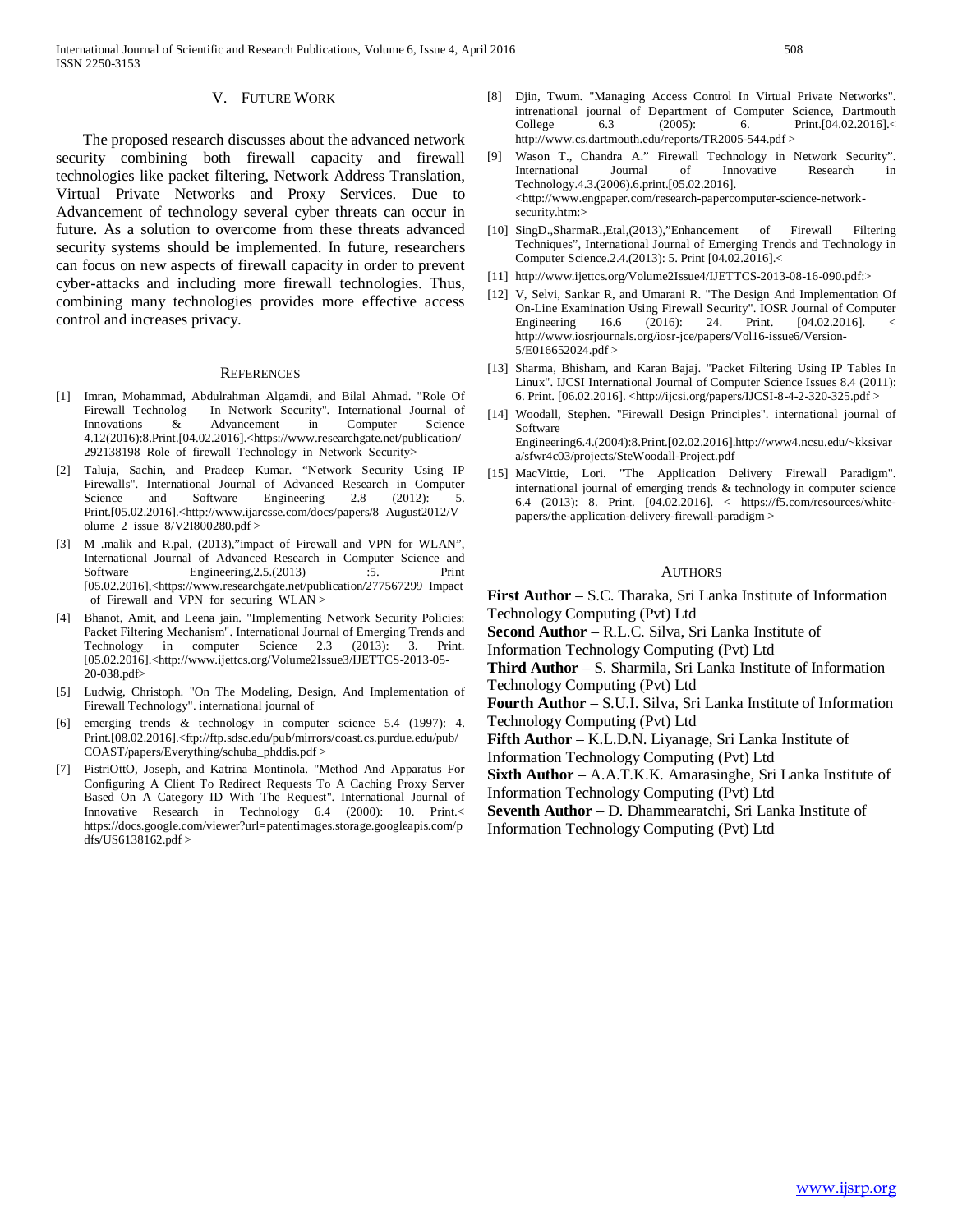## V. Future Work

The proposed research discusses about the advanced network security combining both firewall capacity and firewall technologies like packet filtering, Network Address Translation, Virtual Private Networks and Proxy Services. Due to Advancement of technology several cyber threats can occur in future. As a solution to overcome from these threats advanced security systems should be implemented. In future, researchers can focus on new aspects of firewall capacity in order to prevent cyber-attacks and including more firewall technologies. Thus, combining many technologies provides more effective access control and increases privacy.

## References

[1] Imran, Mohammad, Abdulrahman Algamdi, and Bilal Ahmad. "Role Of Firewall Technolog In Network Security". International Journal of Innovations & Advancement in Computer Science 4.12(2016):8.Print.[04.02.2016].<https://www.researchgate.net/publication/292138198_Role_of_firewall_Technology_in_Network_Security>

[2] Taluja, Sachin, and Pradeep Kumar. "Network Security Using IP Firewalls". International Journal of Advanced Research in Computer Science and Software Engineering 2.8 (2012): 5. Print.[05.02.2016].<http://www.ijarcsse.com/docs/papers/8_August2012/Volume_2_issue_8/V2I800280.pdf >

[3] M .malik and R.pal, (2013),"impact of Firewall and VPN for WLAN", International Journal of Advanced Research in Computer Science and Software Engineering,2.5.(2013) :5. Print [05.02.2016],<https://www.researchgate.net/publication/277567299_Impact_of_Firewall_and_VPN_for_securing_WLAN >

[4] Bhanot, Amit, and Leena jain. "Implementing Network Security Policies: Packet Filtering Mechanism". International Journal of Emerging Trends and Technology in computer Science 2.3 (2013): 3. Print. [05.02.2016].<http://www.ijettcs.org/Volume2Issue3/IJETTCS-2013-05-20-038.pdf>

[5] Ludwig, Christoph. "On The Modeling, Design, And Implementation of Firewall Technology". international journal of

[6] emerging trends & technology in computer science 5.4 (1997): 4. Print.[08.02.2016].<ftp://ftp.sdsc.edu/pub/mirrors/coast.cs.purdue.edu/pub/COAST/papers/Everything/schuba_phddis.pdf >

[7] PistriOttO, Joseph, and Katrina Montinola. "Method And Apparatus For Configuring A Client To Redirect Requests To A Caching Proxy Server Based On A Category ID With The Request". International Journal of Innovative Research in Technology 6.4 (2000): 10. Print.< https://docs.google.com/viewer?url=patentimages.storage.googleapis.com/pdfs/US6138162.pdf >

[8] Djin, Twum. "Managing Access Control In Virtual Private Networks". intrenational journal of Department of Computer Science, Dartmouth College 6.3 (2005): 6. Print.[04.02.2016].< http://www.cs.dartmouth.edu/reports/TR2005-544.pdf >

[9] Wason T., Chandra A." Firewall Technology in Network Security". International Journal of Innovative Research in Technology.4.3.(2006).6.print.[05.02.2016]. <http://www.engpaper.com/research-papercomputer-science-network-security.htm:>

[10] SingD.,SharmaR.,Etal,(2013),"Enhancement of Firewall Filtering Techniques", International Journal of Emerging Trends and Technology in Computer Science.2.4.(2013): 5. Print [04.02.2016].<

[11] http://www.ijettcs.org/Volume2Issue4/IJETTCS-2013-08-16-090.pdf:>

[12] V, Selvi, Sankar R, and Umarani R. "The Design And Implementation Of On-Line Examination Using Firewall Security". IOSR Journal of Computer Engineering 16.6 (2016): 24. Print. [04.02.2016]. < http://www.iosrjournals.org/iosr-jce/papers/Vol16-issue6/Version-5/E016652024.pdf >

[13] Sharma, Bhisham, and Karan Bajaj. "Packet Filtering Using IP Tables In Linux". IJCSI International Journal of Computer Science Issues 8.4 (2011): 6. Print. [06.02.2016]. <http://ijcsi.org/papers/IJCSI-8-4-2-320-325.pdf >

[14] Woodall, Stephen. "Firewall Design Principles". international journal of Software Engineering6.4.(2004):8.Print.[02.02.2016].http://www4.ncsu.edu/~kksivara/sfwr4c03/projects/SteWoodall-Project.pdf

[15] MacVittie, Lori. "The Application Delivery Firewall Paradigm". international journal of emerging trends & technology in computer science 6.4 (2013): 8. Print. [04.02.2016]. < https://f5.com/resources/white-papers/the-application-delivery-firewall-paradigm >

## Authors

**First Author** – S.C. Tharaka, Sri Lanka Institute of Information Technology Computing (Pvt) Ltd

**Second Author** – R.L.C. Silva, Sri Lanka Institute of Information Technology Computing (Pvt) Ltd

**Third Author** – S. Sharmila, Sri Lanka Institute of Information Technology Computing (Pvt) Ltd

**Fourth Author** – S.U.I. Silva, Sri Lanka Institute of Information Technology Computing (Pvt) Ltd

**Fifth Author** – K.L.D.N. Liyanage, Sri Lanka Institute of Information Technology Computing (Pvt) Ltd

**Sixth Author** – A.A.T.K.K. Amarasinghe, Sri Lanka Institute of Information Technology Computing (Pvt) Ltd

**Seventh Author** – D. Dhammearatchi, Sri Lanka Institute of Information Technology Computing (Pvt) Ltd